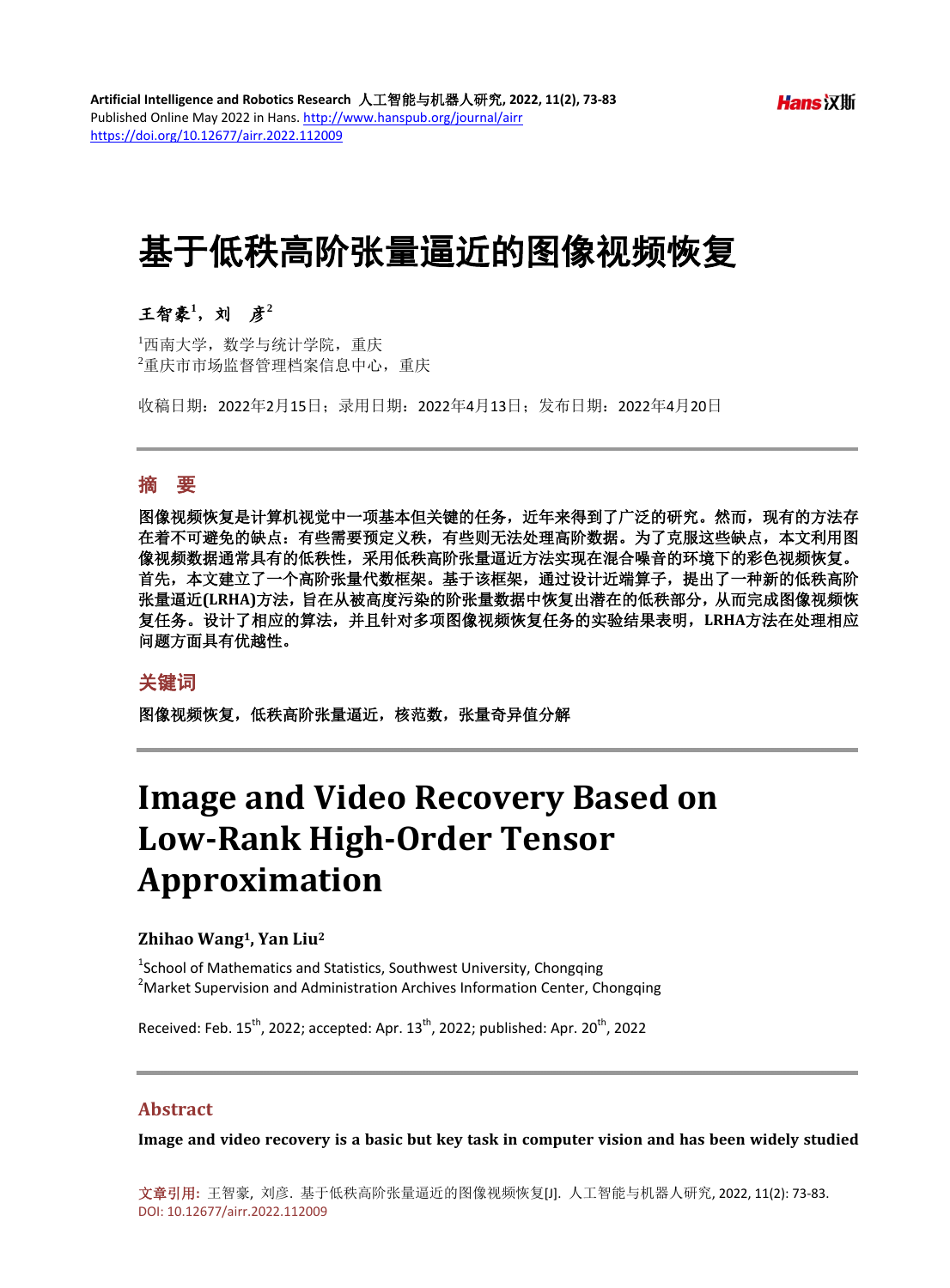# 基于低秩高阶张量逼近的图像视频恢复

王智豪[1]，刘　彦[2]

[1]西南大学，数学与统计学院，重庆
[2]重庆市市场监督管理档案信息中心，重庆

收稿日期：2022年2月15日；录用日期：2022年4月13日；发布日期：2022年4月20日

## 摘　要

**图像视频恢复是计算机视觉中一项基本但关键的任务，近年来得到了广泛的研究。然而，现有的方法存在着不可避免的缺点：有些需要预定义秩，有些则无法处理高阶数据。为了克服这些缺点，本文利用图像视频数据通常具有的低秩性，采用低秩高阶张量逼近方法实现在混合噪音的环境下的彩色视频恢复。首先，本文建立了一个高阶张量代数框架。基于该框架，通过设计近端算子，提出了一种新的低秩高阶张量逼近(LRHA)方法，旨在从被高度污染的阶张量数据中恢复出潜在的低秩部分，从而完成图像视频恢复任务。设计了相应的算法，并且针对多项图像视频恢复任务的实验结果表明，LRHA方法在处理相应问题方面具有优越性。**

## 关键词

**图像视频恢复，低秩高阶张量逼近，核范数，张量奇异值分解**

# Image and Video Recovery Based on Low-Rank High-Order Tensor Approximation

**Zhihao Wang[1], Yan Liu[2]**

[1]School of Mathematics and Statistics, Southwest University, Chongqing
[2]Market Supervision and Administration Archives Information Center, Chongqing

Received: Feb. 15th, 2022; accepted: Apr. 13th, 2022; published: Apr. 20th, 2022

## Abstract

**Image and video recovery is a basic but key task in computer vision and has been widely studied**

文章引用：王智豪，刘彦．基于低秩高阶张量逼近的图像视频恢复[J]．人工智能与机器人研究, 2022, 11(2): 73-83. DOI: 10.12677/airr.2022.112009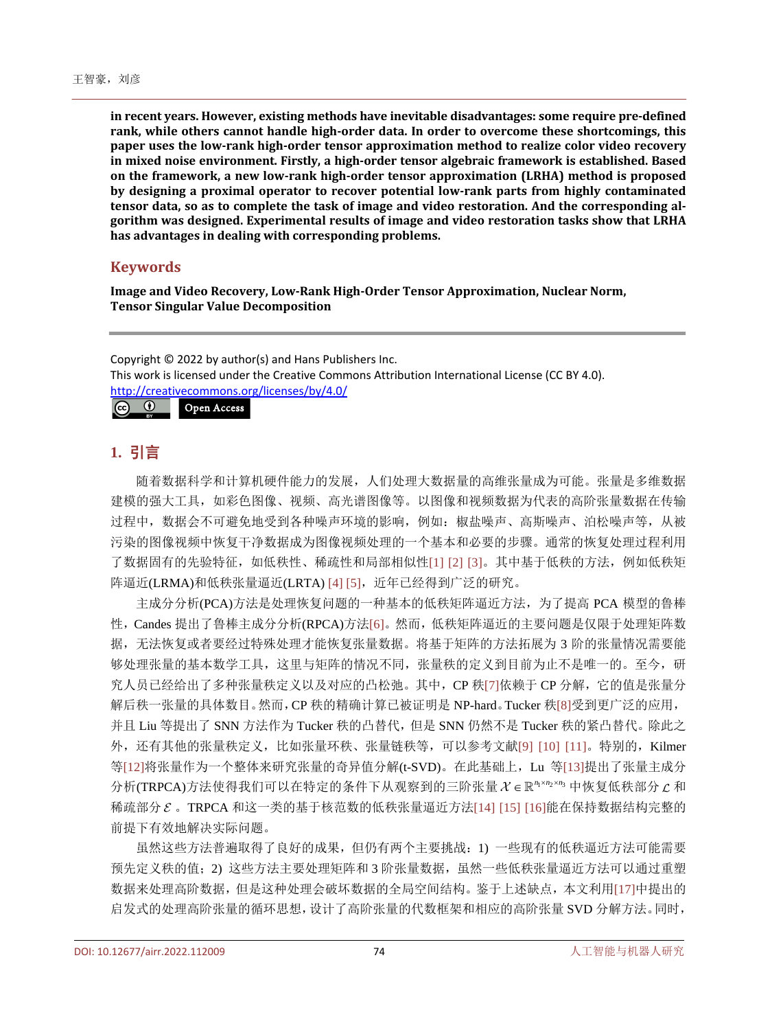**in recent years. However, existing methods have inevitable disadvantages: some require pre-defined rank, while others cannot handle high-order data. In order to overcome these shortcomings, this paper uses the low-rank high-order tensor approximation method to realize color video recovery in mixed noise environment. Firstly, a high-order tensor algebraic framework is established. Based on the framework, a new low-rank high-order tensor approximation (LRHA) method is proposed by designing a proximal operator to recover potential low-rank parts from highly contaminated tensor data, so as to complete the task of image and video restoration. And the corresponding algorithm was designed. Experimental results of image and video restoration tasks show that LRHA has advantages in dealing with corresponding problems.**

## Keywords

**Image and Video Recovery, Low-Rank High-Order Tensor Approximation, Nuclear Norm, Tensor Singular Value Decomposition**

Copyright © 2022 by author(s) and Hans Publishers Inc.
This work is licensed under the Creative Commons Attribution International License (CC BY 4.0).
http://creativecommons.org/licenses/by/4.0/

Open Access

## 1. 引言

随着数据科学和计算机硬件能力的发展，人们处理大数据量的高维张量成为可能。张量是多维数据建模的强大工具，如彩色图像、视频、高光谱图像等。以图像和视频数据为代表的高阶张量数据在传输过程中，数据会不可避免地受到各种噪声环境的影响，例如：椒盐噪声、高斯噪声、泊松噪声等，从被污染的图像视频中恢复干净数据成为图像视频处理的一个基本和必要的步骤。通常的恢复处理过程利用了数据固有的先验特征，如低秩性、稀疏性和局部相似性[1] [2] [3]。其中基于低秩的方法，例如低秩矩阵逼近(LRMA)和低秩张量逼近(LRTA) [4] [5]，近年已经得到广泛的研究。

主成分分析(PCA)方法是处理恢复问题的一种基本的低秩矩阵逼近方法，为了提高 PCA 模型的鲁棒性，Candes 提出了鲁棒主成分分析(RPCA)方法[6]。然而，低秩矩阵逼近的主要问题是仅限于处理矩阵数据，无法恢复或者要经过特殊处理才能恢复张量数据。将基于矩阵的方法拓展为 3 阶的张量情况需要能够处理张量的基本数学工具，这里与矩阵的情况不同，张量秩的定义到目前为止不是唯一的。至今，研究人员已经给出了多种张量秩定义以及对应的凸松弛。其中，CP 秩[7]依赖于 CP 分解，它的值是张量分解后秩一张量的具体数目。然而，CP 秩的精确计算已被证明是 NP-hard。Tucker 秩[8]受到更广泛的应用，并且 Liu 等提出了 SNN 方法作为 Tucker 秩的凸替代，但是 SNN 仍然不是 Tucker 秩的紧凸替代。除此之外，还有其他的张量秩定义，比如张量环秩、张量链秩等，可以参考文献[9] [10] [11]。特别的，Kilmer 等[12]将张量作为一个整体来研究张量的奇异值分解(t-SVD)。在此基础上，Lu 等[13]提出了张量主成分分析(TRPCA)方法使得我们可以在特定的条件下从观察到的三阶张量 $\mathcal{X} \in \mathbb{R}^{n_1 \times n_2 \times n_3}$ 中恢复低秩部分 $\mathcal{L}$ 和稀疏部分 $\mathcal{E}$。TRPCA 和这一类的基于核范数的低秩张量逼近方法[14] [15] [16]能在保持数据结构完整的前提下有效地解决实际问题。

虽然这些方法普遍取得了良好的成果，但仍有两个主要挑战：1) 一些现有的低秩逼近方法可能需要预先定义秩的值；2) 这些方法主要处理矩阵和 3 阶张量数据，虽然一些低秩张量逼近方法可以通过重塑数据来处理高阶数据，但是这种处理会破坏数据的全局空间结构。鉴于上述缺点，本文利用[17]中提出的启发式的处理高阶张量的循环思想，设计了高阶张量的代数框架和相应的高阶张量 SVD 分解方法。同时，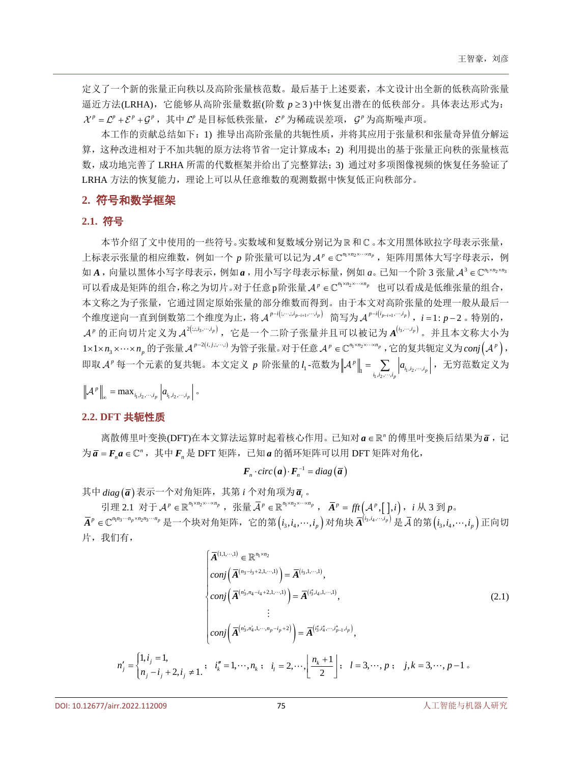定义了一个新的张量正向秩以及高阶张量核范数。最后基于上述要素，本文设计出全新的低秩高阶张量逼近方法(LRHA)，它能够从高阶张量数据(阶数 $p \ge 3$)中恢复出潜在的低秩部分。具体表达形式为：$\mathcal{X}^p = \mathcal{L}^p + \mathcal{E}^p + \mathcal{G}^p$，其中 $\mathcal{L}^p$ 是目标低秩张量，$\mathcal{E}^p$ 为稀疏误差项，$\mathcal{G}^p$ 为高斯噪声项。

本工作的贡献总结如下：1) 推导出高阶张量的共轭性质，并将其应用于张量积和张量奇异值分解运算，这种改进相对于不加共轭的原方法将节省一定计算成本；2) 利用提出的基于张量正向秩的张量核范数，成功地完善了 LRHA 所需的代数框架并给出了完整算法；3) 通过对多项图像视频的恢复任务验证了 LRHA 方法的恢复能力，理论上可以从任意维数的观测数据中恢复低正向秩部分。

## 2. 符号和数学框架

### 2.1. 符号

本节介绍了文中使用的一些符号。实数域和复数域分别记为 $\mathbb{R}$ 和 $\mathbb{C}$。本文用黑体欧拉字母表示张量，上标表示张量的相应维数，例如一个 $p$ 阶张量可以记为 $\mathcal{A}^p \in \mathbb{C}^{n_1 \times n_2 \times \cdots \times n_p}$，矩阵用黑体大写字母表示，例如 $\boldsymbol{A}$，向量以黑体小写字母表示，例如 $\boldsymbol{a}$，用小写字母表示标量，例如 $a$。已知一个阶 3 张量 $\mathcal{A}^3 \in \mathbb{C}^{n_1 \times n_2 \times n_3}$ 可以看成是矩阵的组合，称之为切片。对于任意 p 阶张量 $\mathcal{A}^p \in \mathbb{C}^{n_1 \times n_2 \times \cdots \times n_p}$ 也可以看成是低维张量的组合，本文称之为子张量，它通过固定原始张量的部分维数而得到。由于本文对高阶张量的处理一般从最后一个维度逆向一直到倒数第二个维度为止，将 $\mathcal{A}^{p-i(:,\cdots,:,i_{p-i+1},\cdots,i_p)}$ 简写为 $\mathcal{A}^{p-i(i_{p-i+1},\cdots,i_p)}$，$i = 1: p-2$。特别的，$\mathcal{A}^p$ 的正向切片定义为 $\mathcal{A}^{2(:,:,i_3,\cdots,i_p)}$，它是一个二阶子张量并且可以被记为 $\boldsymbol{A}^{(i_3,\cdots,i_p)}$。并且本文称大小为 $1 \times 1 \times n_3 \times \cdots \times n_p$ 的子张量 $\mathcal{A}^{p-2(i,j,:,\cdots,:)}$ 为管子张量。对于任意 $\mathcal{A}^p \in \mathbb{C}^{n_1 \times n_2 \times \cdots \times n_p}$，它的复共轭定义为 $conj(\mathcal{A}^p)$，即取 $\mathcal{A}^p$ 每一个元素的复共轭。本文定义 $p$ 阶张量的 $l_1$-范数为 $\left\|\mathcal{A}^p\right\|_1 = \sum_{i_1,i_2,\cdots,i_p}\left|a_{i_1,i_2,\cdots,i_p}\right|$，无穷范数定义为 $\left\|\mathcal{A}^p\right\|_\infty = \max_{i_1,i_2,\cdots,i_p}\left|a_{i_1,i_2,\cdots,i_p}\right|$。

### 2.2. DFT 共轭性质

离散傅里叶变换(DFT)在本文算法运算时起着核心作用。已知对 $\boldsymbol{a} \in \mathbb{R}^n$ 的傅里叶变换后结果为 $\bar{\boldsymbol{a}}$，记为 $\bar{\boldsymbol{a}} = \boldsymbol{F}_n \boldsymbol{a} \in \mathbb{C}^n$，其中 $\boldsymbol{F}_n$ 是 DFT 矩阵，已知 $\boldsymbol{a}$ 的循环矩阵可以用 DFT 矩阵对角化，

$$\boldsymbol{F}_n \cdot circ(\boldsymbol{a}) \cdot \boldsymbol{F}_n^{-1} = diag(\bar{\boldsymbol{a}})$$

其中 $diag(\bar{\boldsymbol{a}})$ 表示一个对角矩阵，其第 $i$ 个对角项为 $\bar{\boldsymbol{a}}_i$。

引理 2.1 对于 $\mathcal{A}^p \in \mathbb{R}^{n_1 \times n_2 \times \cdots \times n_p}$，张量 $\bar{\mathcal{A}}^p \in \mathbb{R}^{n_1 \times n_2 \times \cdots \times n_p}$，$\bar{\mathcal{A}}^p = fft(\mathcal{A}^p, [\,], i)$，$i$ 从 3 到 $p$。$\bar{\boldsymbol{A}}^p \in \mathbb{C}^{n_1 n_3 \cdots n_p \times n_2 n_3 \cdots n_p}$ 是一个块对角矩阵，它的第 $(i_3, i_4, \cdots, i_p)$ 对角块 $\bar{\boldsymbol{A}}^{(i_3,i_4,\cdots,i_p)}$ 是 $\bar{\mathcal{A}}$ 的第 $(i_3, i_4, \cdots, i_p)$ 正向切片，我们有，

$$\begin{cases} \bar{\boldsymbol{A}}^{(1,1,\cdots,1)} \in \mathbb{R}^{n_1 \times n_2} \\ conj\left(\bar{\boldsymbol{A}}^{(n_3 - i_3 + 2,1,\cdots,1)}\right) = \bar{\boldsymbol{A}}^{(i_3,1,\cdots,1)}, \\ conj\left(\bar{\boldsymbol{A}}^{(n_3', n_4 - i_4 + 2,1,\cdots,1)}\right) = \bar{\boldsymbol{A}}^{(i_3'', i_4,1,\cdots,1)}, \\ \qquad \vdots \\ conj\left(\bar{\boldsymbol{A}}^{(n_3', n_4', 1,\cdots, n_p - i_p + 2)}\right) = \bar{\boldsymbol{A}}^{(i_3'', i_4'', \cdots, i_{p-1}'', i_p)}, \end{cases} \tag{2.1}$$

$$n_j' = \begin{cases} 1, i_j = 1, \\ n_j - i_j + 2, i_j \ne 1. \end{cases};\quad i_k'' = 1, \cdots, n_k;\quad i_l = 2, \cdots, \left\lfloor \frac{n_k + 1}{2} \right\rfloor;\quad l = 3, \cdots, p;\quad j, k = 3, \cdots, p-1。$$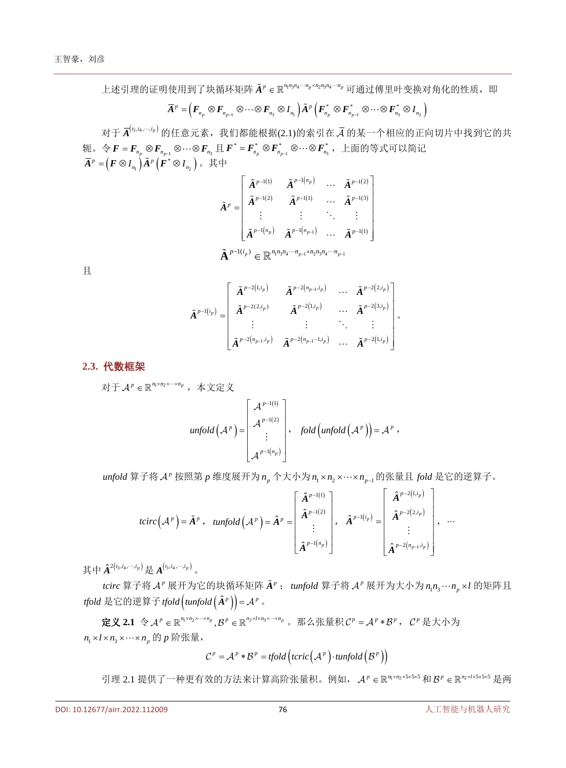上述引理的证明使用到了块循环矩阵 $\tilde{\boldsymbol{A}}^p \in \mathbb{R}^{n_1 n_3 n_4 \cdots n_p \times n_2 n_3 n_4 \cdots n_p}$ 可通过傅里叶变换对角化的性质，即

$$\bar{\boldsymbol{A}}^p = \left(\boldsymbol{F}_{n_p} \otimes \boldsymbol{F}_{n_{p-1}} \otimes \cdots \otimes \boldsymbol{F}_{n_3} \otimes \boldsymbol{I}_{n_1}\right) \tilde{\boldsymbol{A}}^p \left(\boldsymbol{F}_{n_p}^* \otimes \boldsymbol{F}_{n_{p-1}}^* \otimes \cdots \otimes \boldsymbol{F}_{n_3}^* \otimes \boldsymbol{I}_{n_2}\right)$$

对于 $\bar{\boldsymbol{A}}^{(i_3, i_4, \cdots, i_p)}$ 的任意元素，我们都能根据(2.1)的索引在 $\bar{\mathcal{A}}$ 的某一个相应的正向切片中找到它的共轭。令 $\boldsymbol{F} = \boldsymbol{F}_{n_p} \otimes \boldsymbol{F}_{n_{p-1}} \otimes \cdots \otimes \boldsymbol{F}_{n_3}$ 且 $\boldsymbol{F}^* = \boldsymbol{F}_{n_p}^* \otimes \boldsymbol{F}_{n_{p-1}}^* \otimes \cdots \otimes \boldsymbol{F}_{n_3}^*$，上面的等式可以简记 $\bar{\boldsymbol{A}}^p = \left(\boldsymbol{F} \otimes \boldsymbol{I}_{n_1}\right) \tilde{\boldsymbol{A}}^p \left(\boldsymbol{F}^* \otimes \boldsymbol{I}_{n_2}\right)$。其中

$$\tilde{\boldsymbol{A}}^p = \begin{bmatrix} \tilde{\boldsymbol{A}}^{p-1(1)} & \tilde{\boldsymbol{A}}^{p-1(n_p)} & \cdots & \tilde{\boldsymbol{A}}^{p-1(2)} \\ \tilde{\boldsymbol{A}}^{p-1(2)} & \tilde{\boldsymbol{A}}^{p-1(1)} & \cdots & \tilde{\boldsymbol{A}}^{p-1(3)} \\ \vdots & \vdots & \ddots & \vdots \\ \tilde{\boldsymbol{A}}^{p-1(n_p)} & \tilde{\boldsymbol{A}}^{p-1(n_{p-1})} & \cdots & \tilde{\boldsymbol{A}}^{p-1(1)} \end{bmatrix}$$

$$\tilde{\mathbf{A}}^{p-1(i_p)} \in \mathbb{R}^{n_1 n_3 n_4 \cdots n_{p-1} \times n_2 n_3 n_4 \cdots n_{p-1}}$$

且

$$\tilde{\boldsymbol{A}}^{p-1(i_p)} = \begin{bmatrix} \tilde{\boldsymbol{A}}^{p-2(1,i_p)} & \tilde{\boldsymbol{A}}^{p-2(n_{p-1},i_p)} & \cdots & \tilde{\boldsymbol{A}}^{p-2(2,i_p)} \\ \tilde{\boldsymbol{A}}^{p-2(2,i_p)} & \tilde{\boldsymbol{A}}^{p-2(1,i_p)} & \cdots & \tilde{\boldsymbol{A}}^{p-2(3,i_p)} \\ \vdots & \vdots & \ddots & \vdots \\ \tilde{\boldsymbol{A}}^{p-2(n_{p-1},i_p)} & \tilde{\boldsymbol{A}}^{p-2(n_{p-1}-1,i_p)} & \cdots & \tilde{\boldsymbol{A}}^{p-2(1,i_p)} \end{bmatrix}。$$

## 2.3. 代数框架

对于 $\mathcal{A}^p \in \mathbb{R}^{n_1 \times n_2 \times \cdots \times n_p}$，本文定义

$$unfold\left(\mathcal{A}^p\right) = \begin{bmatrix} \mathcal{A}^{p-1(1)} \\ \mathcal{A}^{p-1(2)} \\ \vdots \\ \mathcal{A}^{p-1(n_p)} \end{bmatrix}, \quad fold\left(unfold\left(\mathcal{A}^p\right)\right) = \mathcal{A}^p,$$

*unfold* 算子将 $\mathcal{A}^p$ 按照第 *p* 维度展开为 $n_p$ 个大小为 $n_1 \times n_2 \times \cdots \times n_{p-1}$ 的张量且 *fold* 是它的逆算子。

$$tcirc\left(\mathcal{A}^p\right) = \tilde{\boldsymbol{A}}^p, \quad tunfold\left(\mathcal{A}^p\right) = \hat{\boldsymbol{A}}^p = \begin{bmatrix} \hat{\boldsymbol{A}}^{p-1(1)} \\ \hat{\boldsymbol{A}}^{p-1(2)} \\ \vdots \\ \hat{\boldsymbol{A}}^{p-1(n_p)} \end{bmatrix}, \quad \hat{\boldsymbol{A}}^{p-1(i_p)} = \begin{bmatrix} \hat{\boldsymbol{A}}^{p-2(1,i_p)} \\ \hat{\boldsymbol{A}}^{p-2(2,i_p)} \\ \vdots \\ \hat{\boldsymbol{A}}^{p-2(n_{p-1},i_p)} \end{bmatrix}, \quad \cdots$$

其中 $\hat{\boldsymbol{A}}^{2(i_3, i_4, \cdots, i_p)}$ 是 $\boldsymbol{A}^{(i_3, i_4, \cdots, i_p)}$。

*tcirc* 算子将 $\mathcal{A}^p$ 展开为它的块循环矩阵 $\tilde{\boldsymbol{A}}^p$；*tunfold* 算子将 $\mathcal{A}^p$ 展开为大小为 $n_1 n_3 \cdots n_p \times l$ 的矩阵且 *tfold* 是它的逆算子 $tfold\left(tunfold\left(\hat{\boldsymbol{A}}^p\right)\right) = \mathcal{A}^p$。

**定义 2.1** 令 $\mathcal{A}^p \in \mathbb{R}^{n_1 \times n_2 \times \cdots \times n_p}, \mathcal{B}^p \in \mathbb{R}^{n_2 \times l \times n_3 \times \cdots \times n_p}$。那么张量积 $\mathcal{C}^p = \mathcal{A}^p * \mathcal{B}^p$，$\mathcal{C}^p$ 是大小为 $n_1 \times l \times n_3 \times \cdots \times n_p$ 的 *p* 阶张量，

$$\mathcal{C}^p = \mathcal{A}^p * \mathcal{B}^p = tfold\left(tcric\left(\mathcal{A}^p\right) \cdot tunfold\left(\mathcal{B}^p\right)\right)$$

引理 2.1 提供了一种更有效的方法来计算高阶张量积。例如，$\mathcal{A}^p \in \mathbb{R}^{n_1 \times n_2 \times 5 \times 5 \times 5}$ 和 $\mathcal{B}^p \in \mathbb{R}^{n_2 \times l \times 5 \times 5 \times 5}$ 是两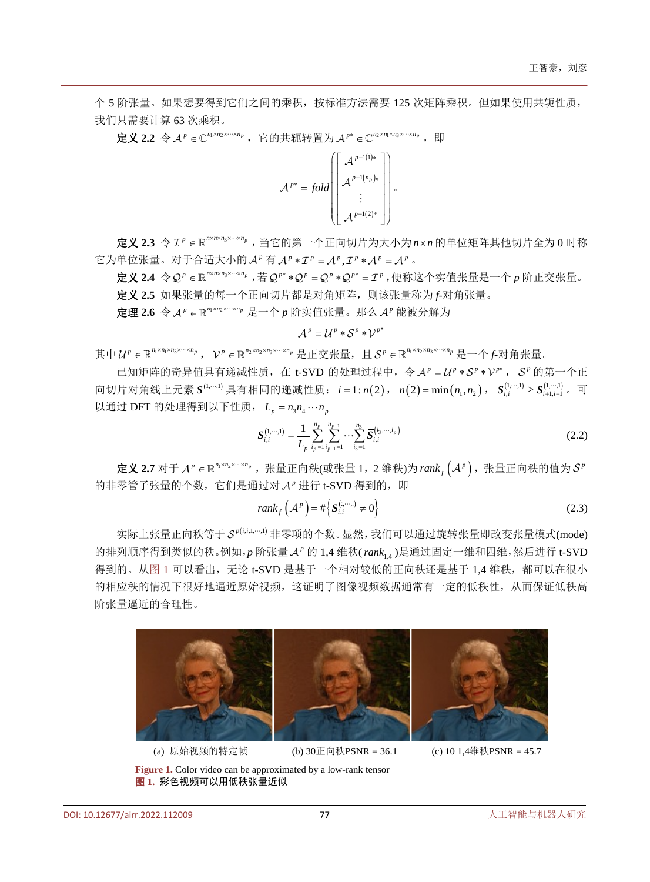个 5 阶张量。如果想要得到它们之间的乘积，按标准方法需要 125 次矩阵乘积。但如果使用共轭性质，我们只需要计算 63 次乘积。

**定义 2.2** 令 $\mathcal{A}^p \in \mathbb{C}^{n_1 \times n_2 \times \cdots \times n_p}$，它的共轭转置为 $\mathcal{A}^{p*} \in \mathbb{C}^{n_2 \times n_1 \times n_3 \times \cdots \times n_p}$，即

$$\mathcal{A}^{p*} = fold\left(\begin{bmatrix} \mathcal{A}^{p-1(1)*} \\ \mathcal{A}^{p-1(n_p)*} \\ \vdots \\ \mathcal{A}^{p-1(2)*} \end{bmatrix}\right)。$$

**定义 2.3** 令 $\mathcal{I}^p \in \mathbb{R}^{n \times n \times n_3 \times \cdots \times n_p}$，当它的第一个正向切片为大小为 $n \times n$ 的单位矩阵其他切片全为 0 时称它为单位张量。对于合适大小的 $\mathcal{A}^p$ 有 $\mathcal{A}^p * \mathcal{I}^p = \mathcal{A}^p, \mathcal{I}^p * \mathcal{A}^p = \mathcal{A}^p$。

**定义 2.4** 令 $\mathcal{Q}^p \in \mathbb{R}^{n \times n \times n_3 \times \cdots \times n_p}$，若 $\mathcal{Q}^{p*} * \mathcal{Q}^p = \mathcal{Q}^p * \mathcal{Q}^{p*} = \mathcal{I}^p$，便称这个实值张量是一个 $p$ 阶正交张量。

**定义 2.5** 如果张量的每一个正向切片都是对角矩阵，则该张量称为 *f*-对角张量。

**定理 2.6** 令 $\mathcal{A}^p \in \mathbb{R}^{n_1 \times n_2 \times \cdots \times n_p}$ 是一个 $p$ 阶实值张量。那么 $\mathcal{A}^p$ 能被分解为

$$\mathcal{A}^p = \mathcal{U}^p * \mathcal{S}^p * \mathcal{V}^{p*}$$

其中 $\mathcal{U}^p \in \mathbb{R}^{n_1 \times n_1 \times n_3 \times \cdots \times n_p}$，$\mathcal{V}^p \in \mathbb{R}^{n_2 \times n_2 \times n_3 \times \cdots \times n_p}$ 是正交张量，且 $\mathcal{S}^p \in \mathbb{R}^{n_1 \times n_2 \times n_3 \times \cdots \times n_p}$ 是一个 *f*-对角张量。

已知矩阵的奇异值具有递减性质，在 t-SVD 的处理过程中，令 $\mathcal{A}^p = \mathcal{U}^p * \mathcal{S}^p * \mathcal{V}^{p*}$，$\mathcal{S}^p$ 的第一个正向切片对角线上元素 $\boldsymbol{S}^{(1,\cdots,1)}$ 具有相同的递减性质：$i = 1 : n(2)$，$n(2) = \min(n_1, n_2)$，$\boldsymbol{S}_{i,i}^{(1,\cdots,1)} \geq \boldsymbol{S}_{i+1,i+1}^{(1,\cdots,1)}$。可以通过 DFT 的处理得到以下性质，$L_p = n_3 n_4 \cdots n_p$

$$\boldsymbol{S}_{i,i}^{(1,\cdots,1)} = \frac{1}{L_p} \sum_{i_p=1}^{n_p} \sum_{i_{p-1}=1}^{n_{p-1}} \cdots \sum_{i_3=1}^{n_3} \bar{\boldsymbol{S}}_{i,i}^{(i_3,\cdots,i_p)} \tag{2.2}$$

**定义 2.7** 对于 $\mathcal{A}^p \in \mathbb{R}^{n_1 \times n_2 \times \cdots \times n_p}$，张量正向秩(或张量 1，2 维秩)为 $rank_f(\mathcal{A}^p)$，张量正向秩的值为 $\mathcal{S}^p$ 的非零管子张量的个数，它们是通过对 $\mathcal{A}^p$ 进行 t-SVD 得到的，即

$$rank_f(\mathcal{A}^p) = \#\left\{\boldsymbol{S}_{i,i}^{(:,\cdots,:)} \neq 0\right\} \tag{2.3}$$

实际上张量正向秩等于 $\mathcal{S}^{p(i,i,1,\cdots,1)}$ 非零项的个数。显然，我们可以通过旋转张量即改变张量模式(mode)的排列顺序得到类似的秩。例如，$p$ 阶张量 $\mathcal{A}^p$ 的 1,4 维秩($rank_{1,4}$)是通过固定一维和四维，然后进行 t-SVD 得到的。从图 1 可以看出，无论 t-SVD 是基于一个相对较低的正向秩还是基于 1,4 维秩，都可以在很小的相应秩的情况下很好地逼近原始视频，这证明了图像视频数据通常有一定的低秩性，从而保证低秩高阶张量逼近的合理性。

(a) 原始视频的特定帧　　(b) 30正向秩PSNR = 36.1　　(c) 10 1,4维秩PSNR = 45.7

**Figure 1.** Color video can be approximated by a low-rank tensor
**图 1.** 彩色视频可以用低秩张量近似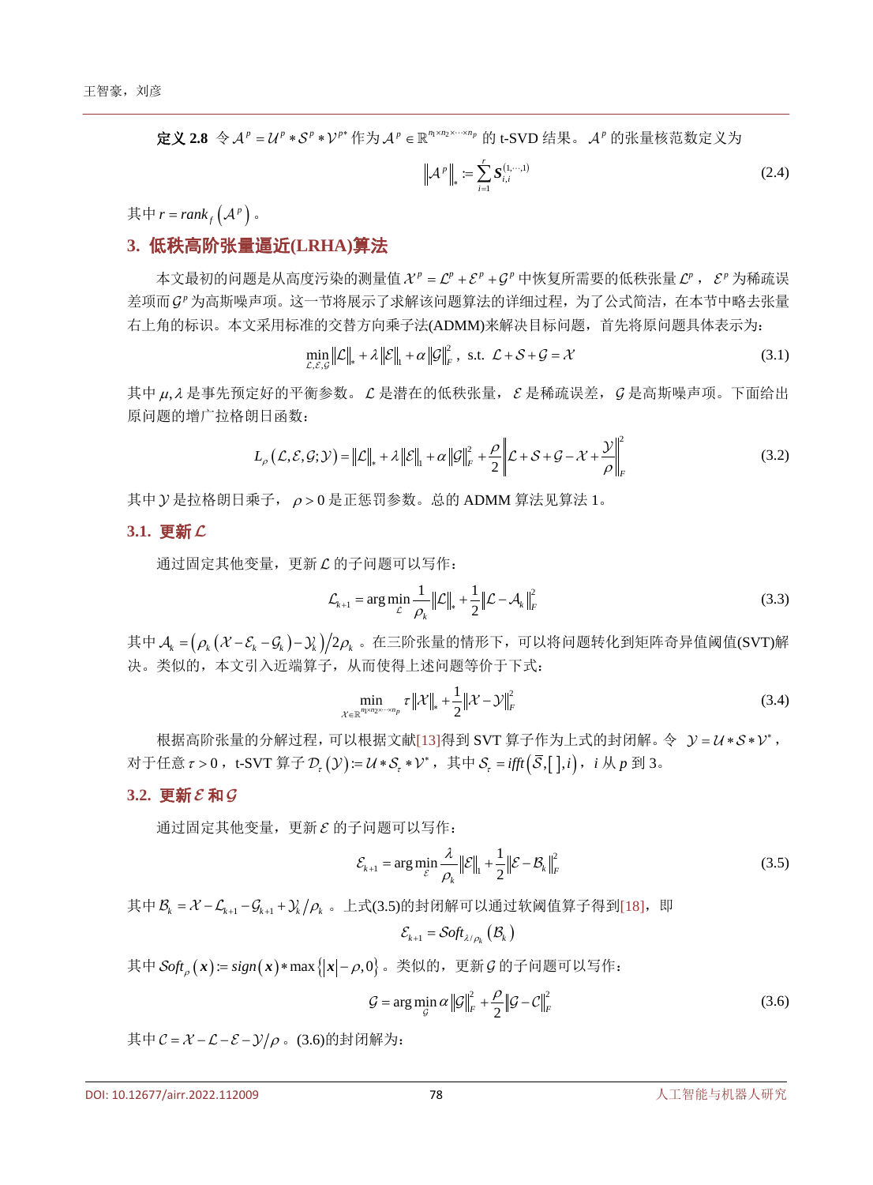**定义 2.8** 令 $\mathcal{A}^p = \mathcal{U}^p * \mathcal{S}^p * \mathcal{V}^{p*}$ 作为 $\mathcal{A}^p \in \mathbb{R}^{n_1 \times n_2 \times \cdots \times n_p}$ 的 t-SVD 结果。$\mathcal{A}^p$ 的张量核范数定义为

$$\left\| \mathcal{A}^p \right\|_* := \sum_{i=1}^{r} \boldsymbol{S}_{i,i}^{(1,\cdots,1)} \tag{2.4}$$

其中 $r = rank_f\left(\mathcal{A}^p\right)$。

## 3. 低秩高阶张量逼近(LRHA)算法

本文最初的问题是从高度污染的测量值 $\mathcal{X}^p = \mathcal{L}^p + \mathcal{E}^p + \mathcal{G}^p$ 中恢复所需要的低秩张量 $\mathcal{L}^p$，$\mathcal{E}^p$ 为稀疏误差项而 $\mathcal{G}^p$ 为高斯噪声项。这一节将展示了求解该问题算法的详细过程，为了公式简洁，在本节中略去张量右上角的标识。本文采用标准的交替方向乘子法(ADMM)来解决目标问题，首先将原问题具体表示为：

$$\min_{\mathcal{L},\mathcal{E},\mathcal{G}} \|\mathcal{L}\|_* + \lambda \|\mathcal{E}\|_1 + \alpha \|\mathcal{G}\|_F^2, \text{ s.t. } \mathcal{L} + \mathcal{S} + \mathcal{G} = \mathcal{X} \tag{3.1}$$

其中 $\mu, \lambda$ 是事先预定好的平衡参数。$\mathcal{L}$ 是潜在的低秩张量，$\mathcal{E}$ 是稀疏误差，$\mathcal{G}$ 是高斯噪声项。下面给出原问题的增广拉格朗日函数：

$$L_\rho\left(\mathcal{L}, \mathcal{E}, \mathcal{G}; \mathcal{Y}\right) = \|\mathcal{L}\|_* + \lambda \|\mathcal{E}\|_1 + \alpha \|\mathcal{G}\|_F^2 + \frac{\rho}{2} \left\| \mathcal{L} + \mathcal{S} + \mathcal{G} - \mathcal{X} + \frac{\mathcal{Y}}{\rho} \right\|_F^2 \tag{3.2}$$

其中 $\mathcal{Y}$ 是拉格朗日乘子，$\rho > 0$ 是正惩罚参数。总的 ADMM 算法见算法 1。

### 3.1. 更新 $\mathcal{L}$

通过固定其他变量，更新 $\mathcal{L}$ 的子问题可以写作：

$$\mathcal{L}_{k+1} = \arg\min_{\mathcal{L}} \frac{1}{\rho_k} \|\mathcal{L}\|_* + \frac{1}{2} \|\mathcal{L} - \mathcal{A}_k\|_F^2 \tag{3.3}$$

其中 $\mathcal{A}_k = \left(\rho_k\left(\mathcal{X} - \mathcal{E}_k - \mathcal{G}_k\right) - \mathcal{Y}_k\right) / 2\rho_k$。在三阶张量的情形下，可以将问题转化到矩阵奇异值阈值(SVT)解决。类似的，本文引入近端算子，从而使得上述问题等价于下式：

$$\min_{\mathcal{X} \in \mathbb{R}^{n_1 \times n_2 \times \cdots \times n_p}} \tau \|\mathcal{X}\|_* + \frac{1}{2} \|\mathcal{X} - \mathcal{Y}\|_F^2 \tag{3.4}$$

根据高阶张量的分解过程，可以根据文献[13]得到 SVT 算子作为上式的封闭解。令 $\mathcal{Y} = \mathcal{U} * \mathcal{S} * \mathcal{V}^*$，对于任意 $\tau > 0$，t-SVD 算子 $\mathcal{D}_\tau(\mathcal{Y}) := \mathcal{U} * \mathcal{S}_\tau * \mathcal{V}^*$，其中 $\mathcal{S}_\tau = ifft\left(\bar{\mathcal{S}}, [\,], i\right)$，$i$ 从 $p$ 到 3。

### 3.2. 更新 $\mathcal{E}$ 和 $\mathcal{G}$

通过固定其他变量，更新 $\mathcal{E}$ 的子问题可以写作：

$$\mathcal{E}_{k+1} = \arg\min_{\mathcal{E}} \frac{\lambda}{\rho_k} \|\mathcal{E}\|_1 + \frac{1}{2} \|\mathcal{E} - \mathcal{B}_k\|_F^2 \tag{3.5}$$

其中 $\mathcal{B}_k = \mathcal{X} - \mathcal{L}_{k+1} - \mathcal{G}_{k+1} + \mathcal{Y}_k / \rho_k$。上式(3.5)的封闭解可以通过软阈值算子得到[18]，即

$$\mathcal{E}_{k+1} = \mathcal{S}oft_{\lambda/\rho_k}\left(\mathcal{B}_k\right)$$

其中 $\mathcal{S}oft_\rho(\boldsymbol{x}) := sign(\boldsymbol{x}) * \max\left\{|\boldsymbol{x}| - \rho, 0\right\}$。类似的，更新 $\mathcal{G}$ 的子问题可以写作：

$$\mathcal{G} = \arg\min_{\mathcal{G}} \alpha \|\mathcal{G}\|_F^2 + \frac{\rho}{2} \|\mathcal{G} - \mathcal{C}\|_F^2 \tag{3.6}$$

其中 $\mathcal{C} = \mathcal{X} - \mathcal{L} - \mathcal{E} - \mathcal{Y} / \rho$。(3.6)的封闭解为：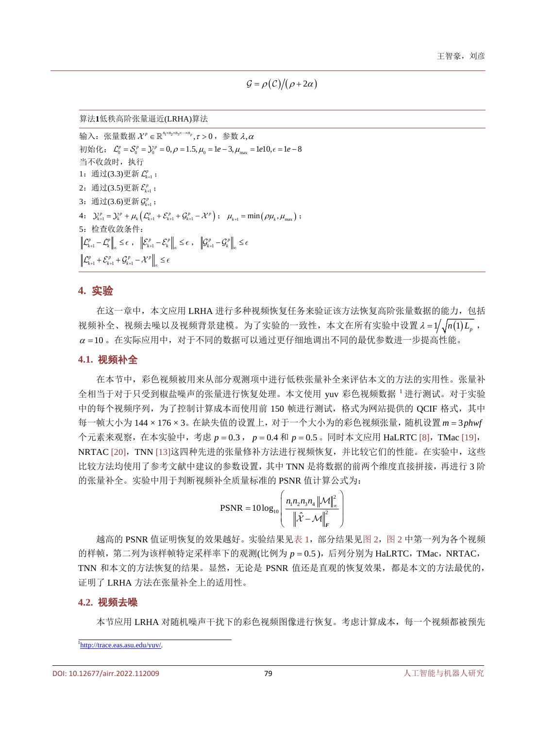$$\mathcal{G} = \rho(\mathcal{C}) / (\rho + 2\alpha)$$

**算法1**低秩高阶张量逼近(LRHA)算法

输入：张量数据 $\mathcal{X}^p \in \mathbb{R}^{n_1 \times n_2 \times n_3 \times \cdots \times n_p}, \tau > 0$，参数 $\lambda, \alpha$

初始化：$\mathcal{L}_0^p = \mathcal{S}_0^p = \mathcal{Y}_0^p = 0, \rho = 1.5, \mu_0 = 1e-3, \mu_{\max} = 1e10, \epsilon = 1e-8$

当不收敛时，执行

1：通过(3.3)更新 $\mathcal{L}_{k+1}^p$；

2：通过(3.5)更新 $\mathcal{E}_{k+1}^p$；

3：通过(3.6)更新 $\mathcal{G}_{k+1}^p$；

4：$\mathcal{Y}_{k+1}^p = \mathcal{Y}_k^p + \mu_k \left( \mathcal{L}_{k+1}^p + \mathcal{E}_{k+1}^p + \mathcal{G}_{k+1}^p - \mathcal{X}^p \right)$；$\mu_{k+1} = \min(\rho\mu_k, \mu_{\max})$；

5：检查收敛条件：

$\left\| \mathcal{L}_{k+1}^p - \mathcal{L}_k^p \right\|_\infty \le \epsilon$，$\left\| \mathcal{E}_{k+1}^p - \mathcal{E}_k^p \right\|_\infty \le \epsilon$，$\left\| \mathcal{G}_{k+1}^p - \mathcal{G}_k^p \right\|_\infty \le \epsilon$

$\left\| \mathcal{L}_{k+1}^p + \mathcal{E}_{k+1}^p + \mathcal{G}_{k+1}^p - \mathcal{X}^p \right\|_\infty \le \epsilon$

## 4. 实验

在这一章中，本文应用 LRHA 进行多种视频恢复任务来验证该方法恢复高阶张量数据的能力，包括视频补全、视频去噪以及视频背景建模。为了实验的一致性，本文在所有实验中设置 $\lambda = 1/\sqrt{n(1)L_p}$，$\alpha = 10$。在实际应用中，对于不同的数据可以通过更仔细地调出不同的最优参数进一步提高性能。

### 4.1. 视频补全

在本节中，彩色视频被用来从部分观测项中进行低秩张量补全来评估本文的方法的实用性。张量补全相当于对于只受到椒盐噪声的张量进行恢复处理。本文使用 yuv 彩色视频数据[1]进行测试。对于实验中的每个视频序列，为了控制计算成本而使用前 150 帧进行测试，格式为网站提供的 QCIF 格式，其中每一帧大小为 144 × 176 × 3。在缺失值的设置上，对于一个大小为的彩色视频张量，随机设置 $m = 3phwf$ 个元素来观察，在本实验中，考虑 $p = 0.3$，$p = 0.4$ 和 $p = 0.5$。同时本文应用 HaLRTC [8]，TMac [19]，NRTAC [20]，TNN [13]这四种先进的张量修补方法进行视频恢复，并比较它们的性能。在实验中，这些比较方法均使用了参考文献中建议的参数设置，其中 TNN 是将数据的前两个维度直接拼接，再进行 3 阶的张量补全。实验中用于判断视频补全质量标准的 PSNR 值计算公式为：

$$\text{PSNR} = 10\log_{10}\left( \frac{n_1 n_2 n_3 n_4 \left\| \mathcal{M} \right\|_\infty^2}{\left\| \hat{\mathcal{X}} - \mathcal{M} \right\|_F^2} \right)$$

越高的 PSNR 值证明恢复的效果越好。实验结果见表 1，部分结果见图 2，图 2 中第一列为各个视频的样帧，第二列为该样帧特定采样率下的观测(比例为 $p = 0.5$)，后列分别为 HaLRTC，TMac，NRTAC，TNN 和本文的方法恢复的结果。显然，无论是 PSNR 值还是直观的恢复效果，都是本文的方法最优的，证明了 LRHA 方法在张量补全上的适用性。

### 4.2. 视频去噪

本节应用 LRHA 对随机噪声干扰下的彩色视频图像进行恢复。考虑计算成本，每一个视频都被预先

[1] http://trace.eas.asu.edu/yuv/.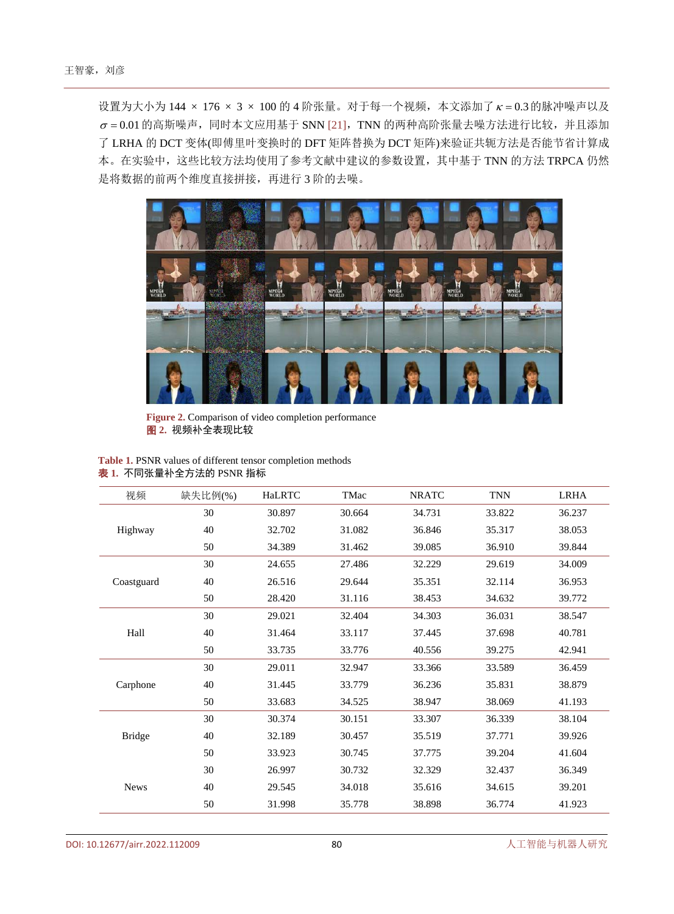设置为大小为 144 × 176 × 3 × 100 的 4 阶张量。对于每一个视频，本文添加了 $\kappa = 0.3$ 的脉冲噪声以及 $\sigma = 0.01$ 的高斯噪声，同时本文应用基于 SNN [21]，TNN 的两种高阶张量去噪方法进行比较，并且添加了 LRHA 的 DCT 变体(即傅里叶变换时的 DFT 矩阵替换为 DCT 矩阵)来验证共轭方法是否能节省计算成本。在实验中，这些比较方法均使用了参考文献中建议的参数设置，其中基于 TNN 的方法 TRPCA 仍然是将数据的前两个维度直接拼接，再进行 3 阶的去噪。

**Figure 2.** Comparison of video completion performance
**图 2.** 视频补全表现比较

**Table 1.** PSNR values of different tensor completion methods
**表 1.** 不同张量补全方法的 PSNR 指标

| 视频 | 缺失比例(%) | HaLRTC | TMac | NRATC | TNN | LRHA |
|---|---|---|---|---|---|---|
| Highway | 30 | 30.897 | 30.664 | 34.731 | 33.822 | 36.237 |
| | 40 | 32.702 | 31.082 | 36.846 | 35.317 | 38.053 |
| | 50 | 34.389 | 31.462 | 39.085 | 36.910 | 39.844 |
| Coastguard | 30 | 24.655 | 27.486 | 32.229 | 29.619 | 34.009 |
| | 40 | 26.516 | 29.644 | 35.351 | 32.114 | 36.953 |
| | 50 | 28.420 | 31.116 | 38.453 | 34.632 | 39.772 |
| Hall | 30 | 29.021 | 32.404 | 34.303 | 36.031 | 38.547 |
| | 40 | 31.464 | 33.117 | 37.445 | 37.698 | 40.781 |
| | 50 | 33.735 | 33.776 | 40.556 | 39.275 | 42.941 |
| Carphone | 30 | 29.011 | 32.947 | 33.366 | 33.589 | 36.459 |
| | 40 | 31.445 | 33.779 | 36.236 | 35.831 | 38.879 |
| | 50 | 33.683 | 34.525 | 38.947 | 38.069 | 41.193 |
| Bridge | 30 | 30.374 | 30.151 | 33.307 | 36.339 | 38.104 |
| | 40 | 32.189 | 30.457 | 35.519 | 37.771 | 39.926 |
| | 50 | 33.923 | 30.745 | 37.775 | 39.204 | 41.604 |
| News | 30 | 26.997 | 30.732 | 32.329 | 32.437 | 36.349 |
| | 40 | 29.545 | 34.018 | 35.616 | 34.615 | 39.201 |
| | 50 | 31.998 | 35.778 | 38.898 | 36.774 | 41.923 |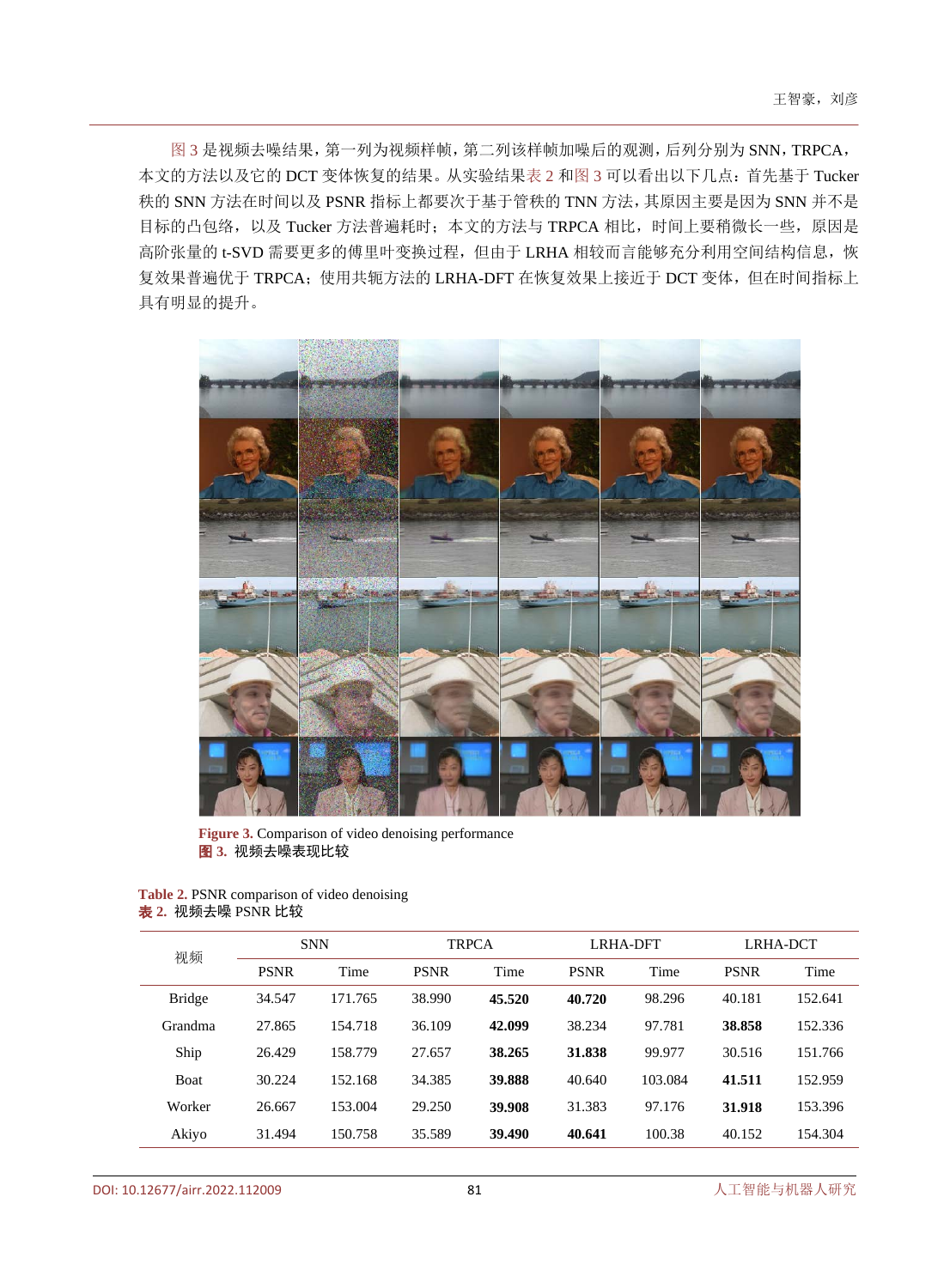图 3 是视频去噪结果，第一列为视频样帧，第二列该样帧加噪后的观测，后列分别为 SNN，TRPCA，本文的方法以及它的 DCT 变体恢复的结果。从实验结果表 2 和图 3 可以看出以下几点：首先基于 Tucker 秩的 SNN 方法在时间以及 PSNR 指标上都要次于基于管秩的 TNN 方法，其原因主要是因为 SNN 并不是目标的凸包络，以及 Tucker 方法普遍耗时；本文的方法与 TRPCA 相比，时间上要稍微长一些，原因是高阶张量的 t-SVD 需要更多的傅里叶变换过程，但由于 LRHA 相较而言能够充分利用空间结构信息，恢复效果普遍优于 TRPCA；使用共轭方法的 LRHA-DFT 在恢复效果上接近于 DCT 变体，但在时间指标上具有明显的提升。

**Figure 3.** Comparison of video denoising performance
**图 3.** 视频去噪表现比较

**Table 2.** PSNR comparison of video denoising
**表 2.** 视频去噪 PSNR 比较

| 视频 | SNN | | TRPCA | | LRHA-DFT | | LRHA-DCT | |
|---|---|---|---|---|---|---|---|---|
| | PSNR | Time | PSNR | Time | PSNR | Time | PSNR | Time |
| Bridge | 34.547 | 171.765 | 38.990 | **45.520** | **40.720** | 98.296 | 40.181 | 152.641 |
| Grandma | 27.865 | 154.718 | 36.109 | **42.099** | 38.234 | 97.781 | **38.858** | 152.336 |
| Ship | 26.429 | 158.779 | 27.657 | **38.265** | **31.838** | 99.977 | 30.516 | 151.766 |
| Boat | 30.224 | 152.168 | 34.385 | **39.888** | 40.640 | 103.084 | **41.511** | 152.959 |
| Worker | 26.667 | 153.004 | 29.250 | **39.908** | 31.383 | 97.176 | **31.918** | 153.396 |
| Akiyo | 31.494 | 150.758 | 35.589 | **39.490** | **40.641** | 100.38 | 40.152 | 154.304 |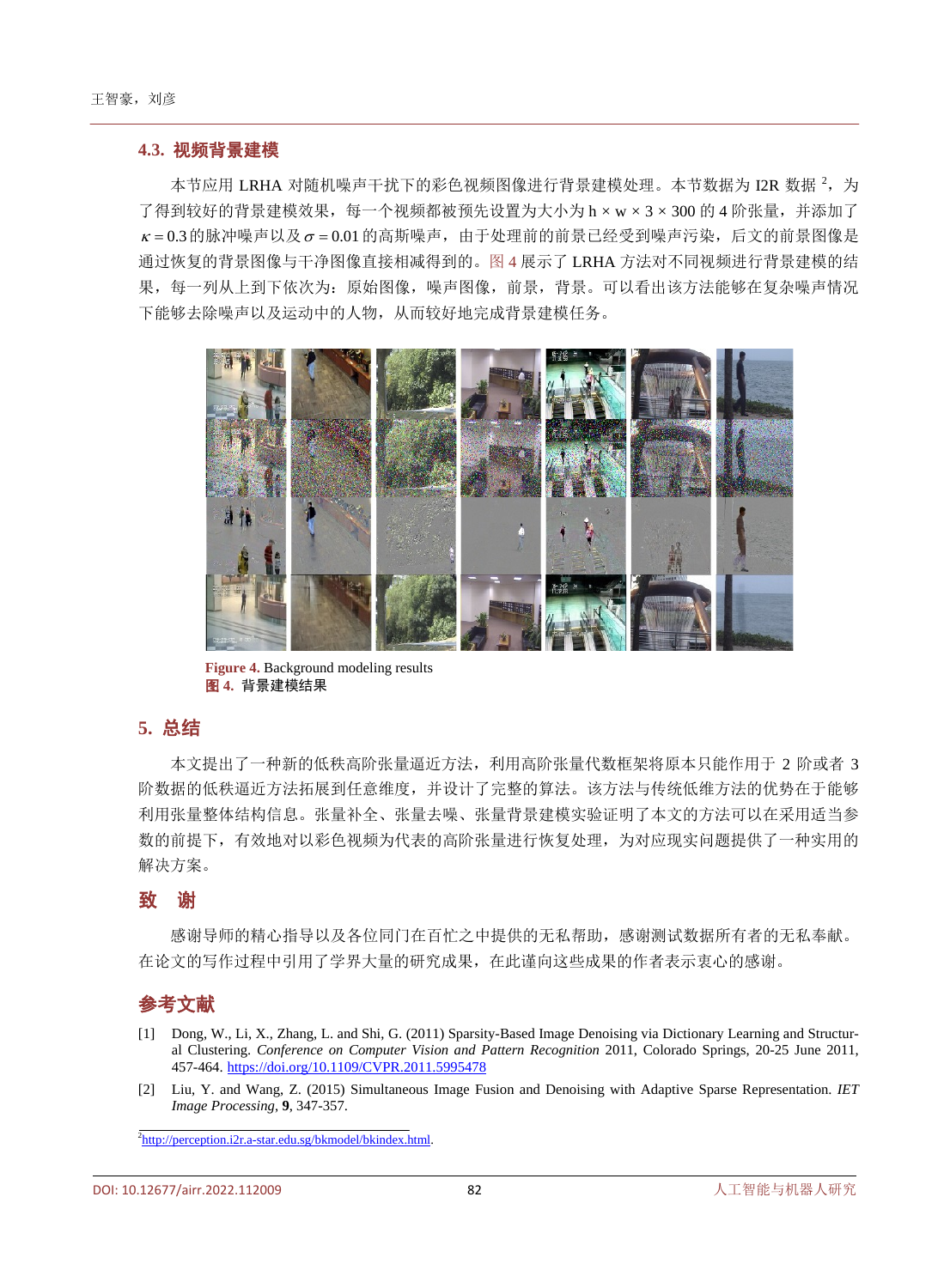### 4.3. 视频背景建模

本节应用 LRHA 对随机噪声干扰下的彩色视频图像进行背景建模处理。本节数据为 I2R 数据[2]，为了得到较好的背景建模效果，每一个视频都被预先设置为大小为 h × w × 3 × 300 的 4 阶张量，并添加了 $\kappa = 0.3$ 的脉冲噪声以及 $\sigma = 0.01$ 的高斯噪声，由于处理前的前景已经受到噪声污染，后文的前景图像是通过恢复的背景图像与干净图像直接相减得到的。图 4 展示了 LRHA 方法对不同视频进行背景建模的结果，每一列从上到下依次为：原始图像，噪声图像，前景，背景。可以看出该方法能够在复杂噪声情况下能够去除噪声以及运动中的人物，从而较好地完成背景建模任务。

**Figure 4.** Background modeling results
**图 4.** 背景建模结果

## 5. 总结

本文提出了一种新的低秩高阶张量逼近方法，利用高阶张量代数框架将原本只能作用于 2 阶或者 3 阶数据的低秩逼近方法拓展到任意维度，并设计了完整的算法。该方法与传统低维方法的优势在于能够利用张量整体结构信息。张量补全、张量去噪、张量背景建模实验证明了本文的方法可以在采用适当参数的前提下，有效地对以彩色视频为代表的高阶张量进行恢复处理，为对应现实问题提供了一种实用的解决方案。

## 致　谢

感谢导师的精心指导以及各位同门在百忙之中提供的无私帮助，感谢测试数据所有者的无私奉献。在论文的写作过程中引用了学界大量的研究成果，在此谨向这些成果的作者表示衷心的感谢。

## 参考文献

[1] Dong, W., Li, X., Zhang, L. and Shi, G. (2011) Sparsity-Based Image Denoising via Dictionary Learning and Structural Clustering. *Conference on Computer Vision and Pattern Recognition* 2011, Colorado Springs, 20-25 June 2011, 457-464. https://doi.org/10.1109/CVPR.2011.5995478

[2] Liu, Y. and Wang, Z. (2015) Simultaneous Image Fusion and Denoising with Adaptive Sparse Representation. *IET Image Processing*, **9**, 347-357.

[2] http://perception.i2r.a-star.edu.sg/bkmodel/bkindex.html.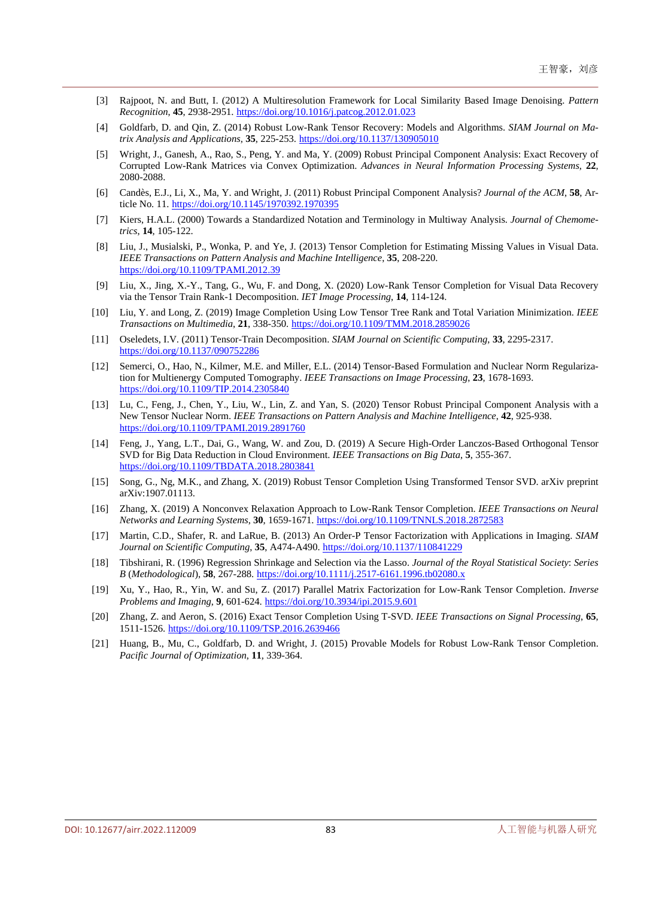[3] Rajpoot, N. and Butt, I. (2012) A Multiresolution Framework for Local Similarity Based Image Denoising. *Pattern Recognition*, **45**, 2938-2951. https://doi.org/10.1016/j.patcog.2012.01.023

[4] Goldfarb, D. and Qin, Z. (2014) Robust Low-Rank Tensor Recovery: Models and Algorithms. *SIAM Journal on Matrix Analysis and Applications*, **35**, 225-253. https://doi.org/10.1137/130905010

[5] Wright, J., Ganesh, A., Rao, S., Peng, Y. and Ma, Y. (2009) Robust Principal Component Analysis: Exact Recovery of Corrupted Low-Rank Matrices via Convex Optimization. *Advances in Neural Information Processing Systems*, **22**, 2080-2088.

[6] Candès, E.J., Li, X., Ma, Y. and Wright, J. (2011) Robust Principal Component Analysis? *Journal of the ACM*, **58**, Article No. 11. https://doi.org/10.1145/1970392.1970395

[7] Kiers, H.A.L. (2000) Towards a Standardized Notation and Terminology in Multiway Analysis. *Journal of Chemometrics*, **14**, 105-122.

[8] Liu, J., Musialski, P., Wonka, P. and Ye, J. (2013) Tensor Completion for Estimating Missing Values in Visual Data. *IEEE Transactions on Pattern Analysis and Machine Intelligence*, **35**, 208-220. https://doi.org/10.1109/TPAMI.2012.39

[9] Liu, X., Jing, X.-Y., Tang, G., Wu, F. and Dong, X. (2020) Low-Rank Tensor Completion for Visual Data Recovery via the Tensor Train Rank-1 Decomposition. *IET Image Processing*, **14**, 114-124.

[10] Liu, Y. and Long, Z. (2019) Image Completion Using Low Tensor Tree Rank and Total Variation Minimization. *IEEE Transactions on Multimedia*, **21**, 338-350. https://doi.org/10.1109/TMM.2018.2859026

[11] Oseledets, I.V. (2011) Tensor-Train Decomposition. *SIAM Journal on Scientific Computing*, **33**, 2295-2317. https://doi.org/10.1137/090752286

[12] Semerci, O., Hao, N., Kilmer, M.E. and Miller, E.L. (2014) Tensor-Based Formulation and Nuclear Norm Regularization for Multienergy Computed Tomography. *IEEE Transactions on Image Processing*, **23**, 1678-1693. https://doi.org/10.1109/TIP.2014.2305840

[13] Lu, C., Feng, J., Chen, Y., Liu, W., Lin, Z. and Yan, S. (2020) Tensor Robust Principal Component Analysis with a New Tensor Nuclear Norm. *IEEE Transactions on Pattern Analysis and Machine Intelligence*, **42**, 925-938. https://doi.org/10.1109/TPAMI.2019.2891760

[14] Feng, J., Yang, L.T., Dai, G., Wang, W. and Zou, D. (2019) A Secure High-Order Lanczos-Based Orthogonal Tensor SVD for Big Data Reduction in Cloud Environment. *IEEE Transactions on Big Data*, **5**, 355-367. https://doi.org/10.1109/TBDATA.2018.2803841

[15] Song, G., Ng, M.K., and Zhang, X. (2019) Robust Tensor Completion Using Transformed Tensor SVD. arXiv preprint arXiv:1907.01113.

[16] Zhang, X. (2019) A Nonconvex Relaxation Approach to Low-Rank Tensor Completion. *IEEE Transactions on Neural Networks and Learning Systems*, **30**, 1659-1671. https://doi.org/10.1109/TNNLS.2018.2872583

[17] Martin, C.D., Shafer, R. and LaRue, B. (2013) An Order-P Tensor Factorization with Applications in Imaging. *SIAM Journal on Scientific Computing*, **35**, A474-A490. https://doi.org/10.1137/110841229

[18] Tibshirani, R. (1996) Regression Shrinkage and Selection via the Lasso. *Journal of the Royal Statistical Society*: *Series B* (*Methodological*), **58**, 267-288. https://doi.org/10.1111/j.2517-6161.1996.tb02080.x

[19] Xu, Y., Hao, R., Yin, W. and Su, Z. (2017) Parallel Matrix Factorization for Low-Rank Tensor Completion. *Inverse Problems and Imaging*, **9**, 601-624. https://doi.org/10.3934/ipi.2015.9.601

[20] Zhang, Z. and Aeron, S. (2016) Exact Tensor Completion Using T-SVD. *IEEE Transactions on Signal Processing*, **65**, 1511-1526. https://doi.org/10.1109/TSP.2016.2639466

[21] Huang, B., Mu, C., Goldfarb, D. and Wright, J. (2015) Provable Models for Robust Low-Rank Tensor Completion. *Pacific Journal of Optimization*, **11**, 339-364.